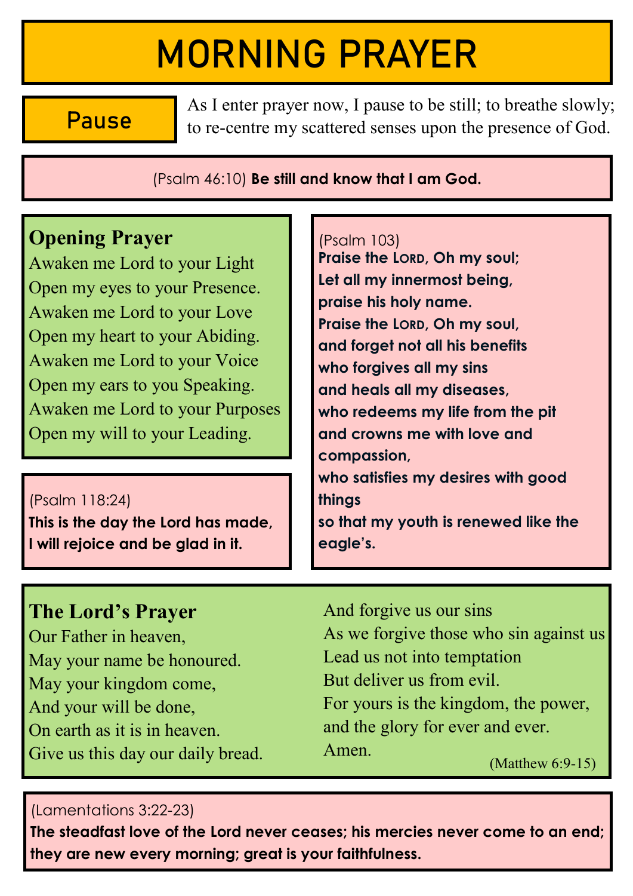# MORNING PRAYER

## Pause

As I enter prayer now, I pause to be still; to breathe slowly; to re-centre my scattered senses upon the presence of God.

(Psalm 46:10) **Be still and know that I am God.**

### Opening Prayer

Awaken me Lord to your Light
Open my eyes to your Presence.
Awaken me Lord to your Love
Open my heart to your Abiding.
Awaken me Lord to your Voice
Open my ears to you Speaking.
Awaken me Lord to your Purposes
Open my will to your Leading.

(Psalm 118:24)
**This is the day the Lord has made,
I will rejoice and be glad in it.**

(Psalm 103)
**Praise the LORD, Oh my soul;
Let all my innermost being,
praise his holy name.
Praise the LORD, Oh my soul,
and forget not all his benefits
who forgives all my sins
and heals all my diseases,
who redeems my life from the pit
and crowns me with love and compassion,
who satisfies my desires with good things
so that my youth is renewed like the eagle's.**

### The Lord's Prayer

Our Father in heaven,
May your name be honoured.
May your kingdom come,
And your will be done,
On earth as it is in heaven.
Give us this day our daily bread.
And forgive us our sins
As we forgive those who sin against us
Lead us not into temptation
But deliver us from evil.
For yours is the kingdom, the power,
and the glory for ever and ever.
Amen.

(Matthew 6:9-15)

(Lamentations 3:22-23)
**The steadfast love of the Lord never ceases; his mercies never come to an end; they are new every morning; great is your faithfulness.**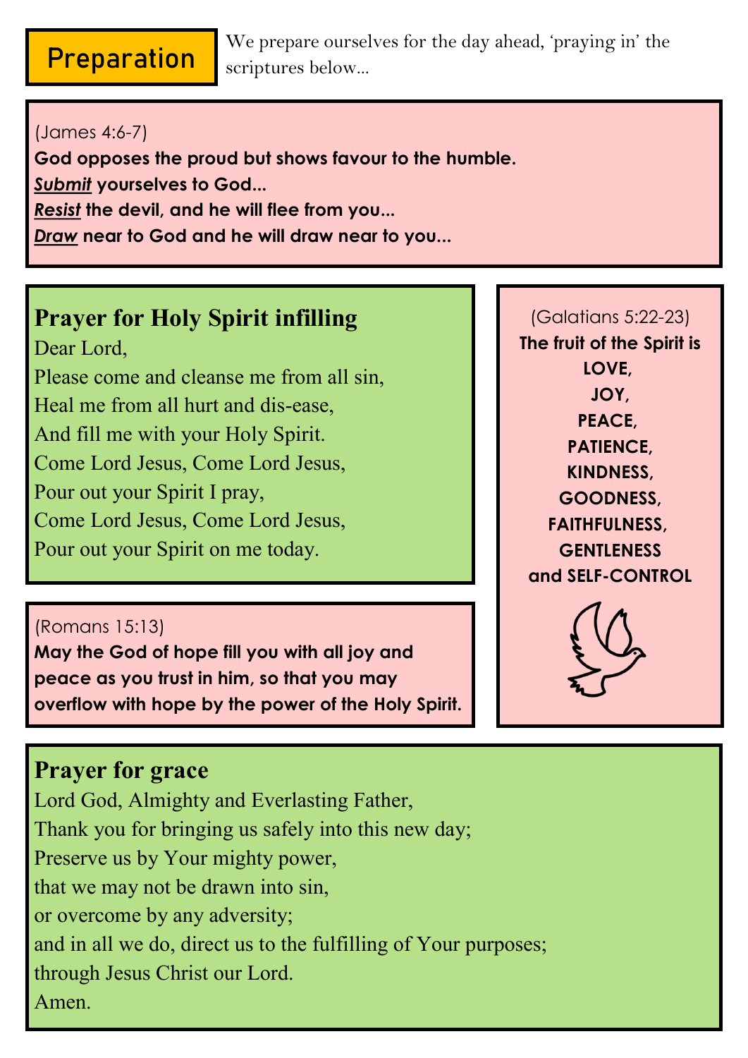# Preparation

We prepare ourselves for the day ahead, 'praying in' the scriptures below...

(James 4:6-7)
**God opposes the proud but shows favour to the humble.**
***Submit*** **yourselves to God...**
***Resist*** **the devil, and he will flee from you...**
***Draw*** **near to God and he will draw near to you...**

## Prayer for Holy Spirit infilling

Dear Lord,
Please come and cleanse me from all sin,
Heal me from all hurt and dis-ease,
And fill me with your Holy Spirit.
Come Lord Jesus, Come Lord Jesus,
Pour out your Spirit I pray,
Come Lord Jesus, Come Lord Jesus,
Pour out your Spirit on me today.

(Galatians 5:22-23)
**The fruit of the Spirit is**
**LOVE,**
**JOY,**
**PEACE,**
**PATIENCE,**
**KINDNESS,**
**GOODNESS,**
**FAITHFULNESS,**
**GENTLENESS**
**and SELF-CONTROL**

(Romans 15:13)
**May the God of hope fill you with all joy and peace as you trust in him, so that you may overflow with hope by the power of the Holy Spirit.**

## Prayer for grace

Lord God, Almighty and Everlasting Father,
Thank you for bringing us safely into this new day;
Preserve us by Your mighty power,
that we may not be drawn into sin,
or overcome by any adversity;
and in all we do, direct us to the fulfilling of Your purposes;
through Jesus Christ our Lord.
Amen.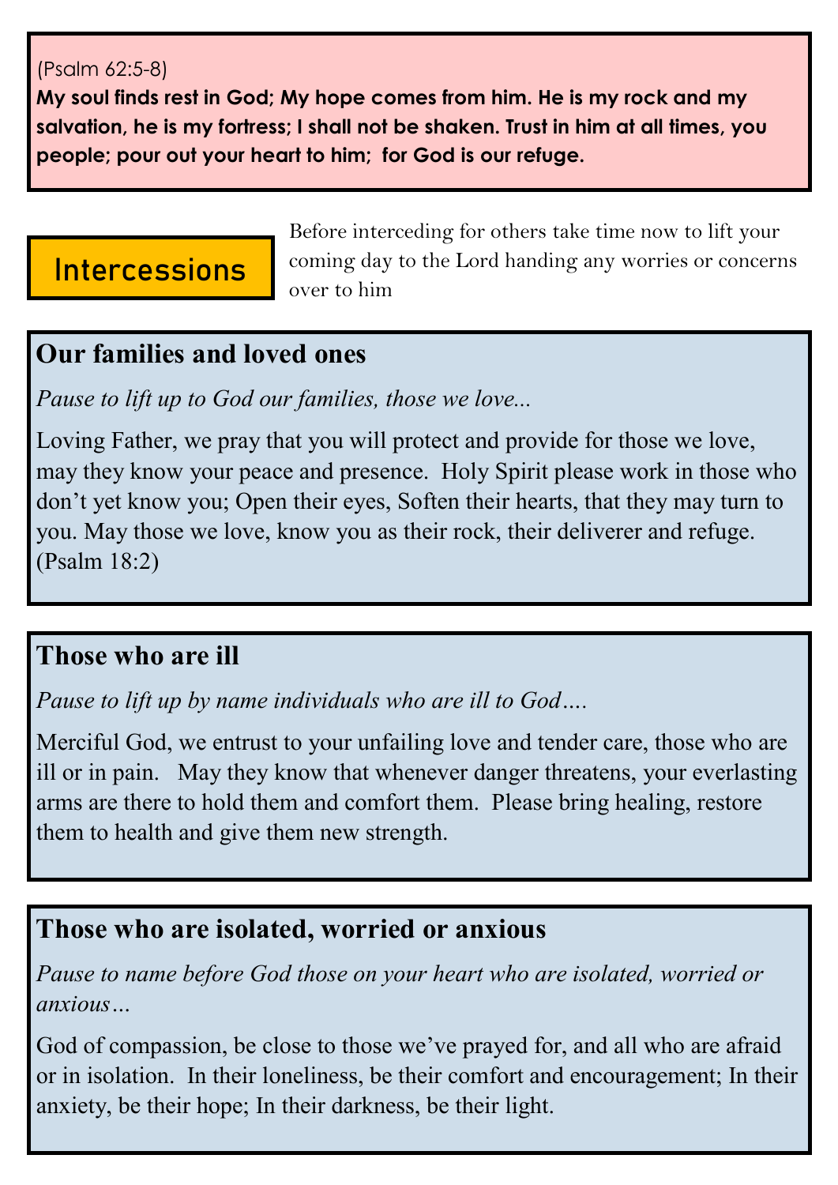(Psalm 62:5-8)

**My soul finds rest in God; My hope comes from him. He is my rock and my salvation, he is my fortress; I shall not be shaken. Trust in him at all times, you people; pour out your heart to him; for God is our refuge.**

## Intercessions

Before interceding for others take time now to lift your coming day to the Lord handing any worries or concerns over to him

### Our families and loved ones

*Pause to lift up to God our families, those we love...*

Loving Father, we pray that you will protect and provide for those we love, may they know your peace and presence. Holy Spirit please work in those who don't yet know you; Open their eyes, Soften their hearts, that they may turn to you. May those we love, know you as their rock, their deliverer and refuge. (Psalm 18:2)

### Those who are ill

*Pause to lift up by name individuals who are ill to God….*

Merciful God, we entrust to your unfailing love and tender care, those who are ill or in pain. May they know that whenever danger threatens, your everlasting arms are there to hold them and comfort them. Please bring healing, restore them to health and give them new strength.

### Those who are isolated, worried or anxious

*Pause to name before God those on your heart who are isolated, worried or anxious…*

God of compassion, be close to those we've prayed for, and all who are afraid or in isolation. In their loneliness, be their comfort and encouragement; In their anxiety, be their hope; In their darkness, be their light.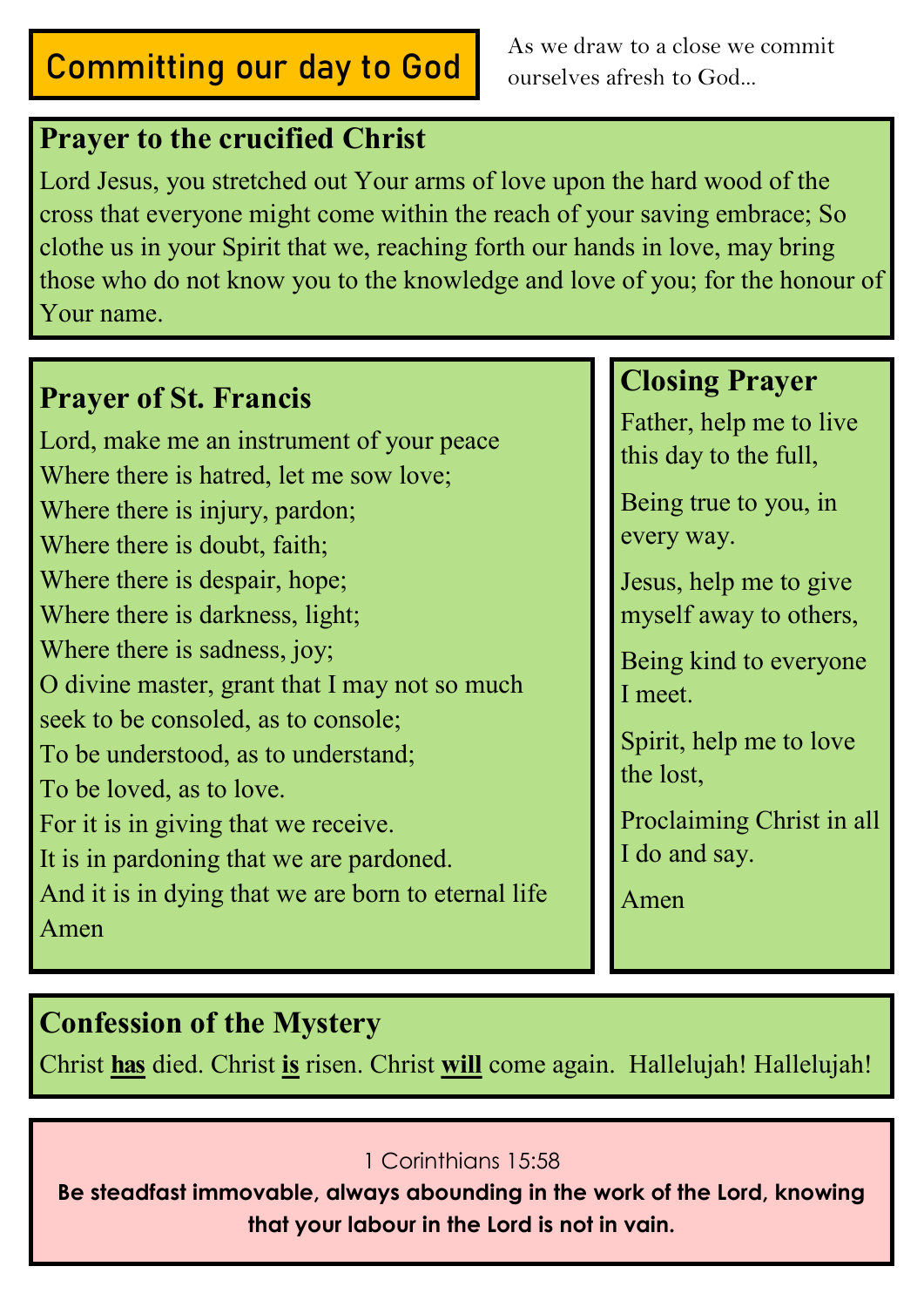## Committing our day to God

As we draw to a close we commit ourselves afresh to God...

### Prayer to the crucified Christ

Lord Jesus, you stretched out Your arms of love upon the hard wood of the cross that everyone might come within the reach of your saving embrace; So clothe us in your Spirit that we, reaching forth our hands in love, may bring those who do not know you to the knowledge and love of you; for the honour of Your name.

### Prayer of St. Francis

Lord, make me an instrument of your peace
Where there is hatred, let me sow love;
Where there is injury, pardon;
Where there is doubt, faith;
Where there is despair, hope;
Where there is darkness, light;
Where there is sadness, joy;
O divine master, grant that I may not so much seek to be consoled, as to console;
To be understood, as to understand;
To be loved, as to love.
For it is in giving that we receive.
It is in pardoning that we are pardoned.
And it is in dying that we are born to eternal life
Amen

### Closing Prayer

Father, help me to live this day to the full,

Being true to you, in every way.

Jesus, help me to give myself away to others,

Being kind to everyone I meet.

Spirit, help me to love the lost,

Proclaiming Christ in all I do and say.

Amen

### Confession of the Mystery

Christ **has** died. Christ **is** risen. Christ **will** come again. Hallelujah! Hallelujah!

1 Corinthians 15:58

**Be steadfast immovable, always abounding in the work of the Lord, knowing that your labour in the Lord is not in vain.**